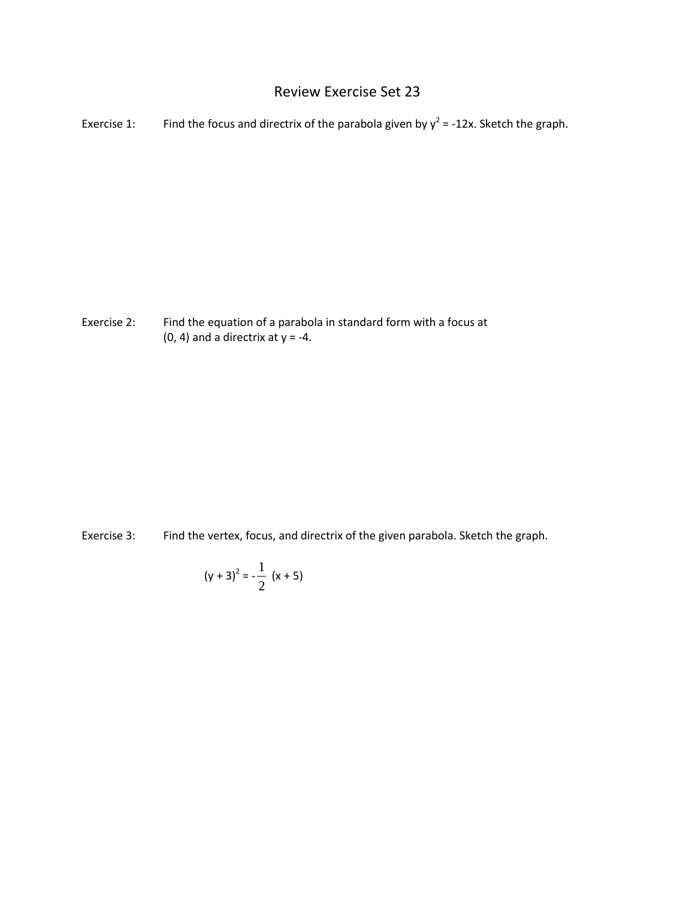# Review Exercise Set 23

Exercise 1: Find the focus and directrix of the parabola given by $y^2 = -12x$. Sketch the graph.

Exercise 2: Find the equation of a parabola in standard form with a focus at (0, 4) and a directrix at $y = -4$.

Exercise 3: Find the vertex, focus, and directrix of the given parabola. Sketch the graph.

$$(y + 3)^2 = -\frac{1}{2}(x + 5)$$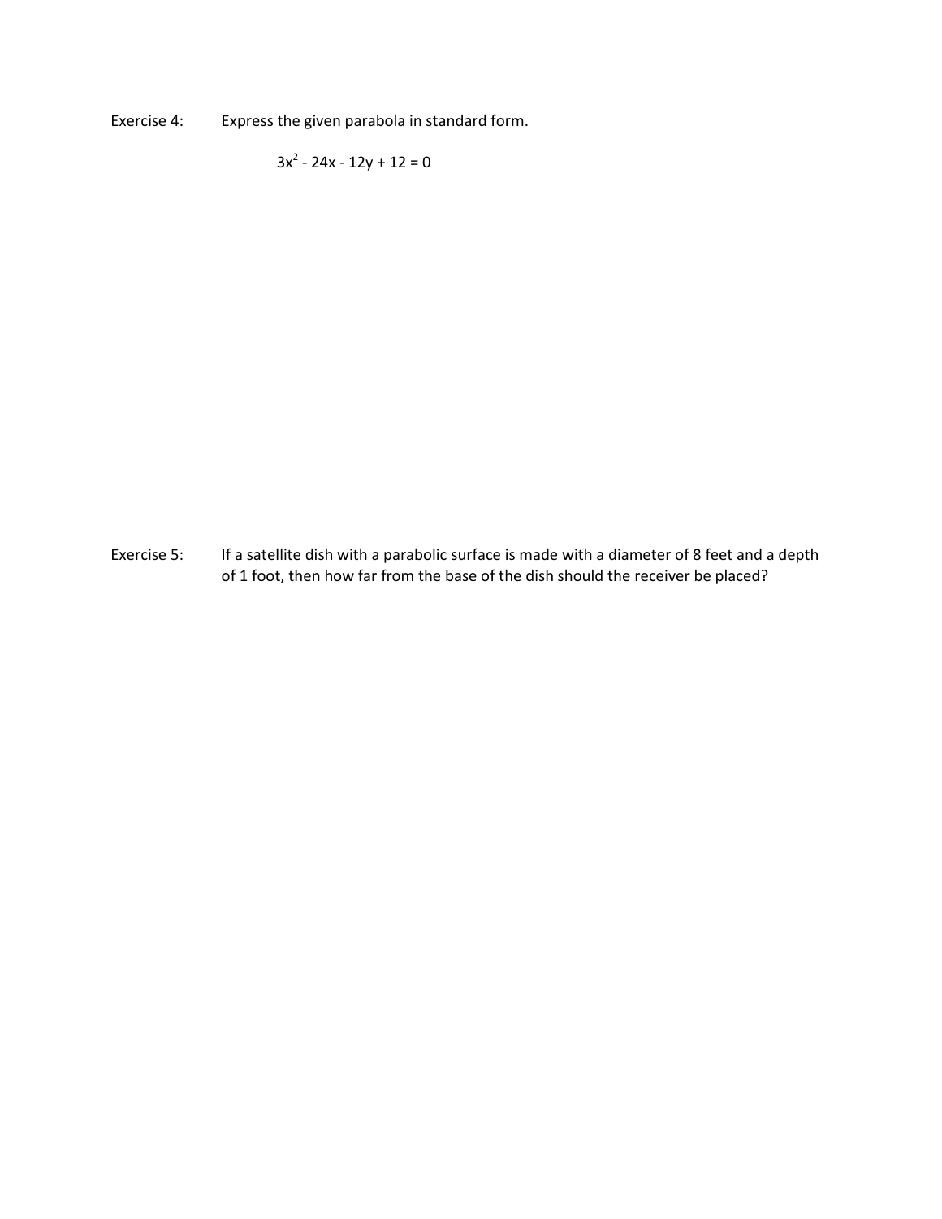Exercise 4: Express the given parabola in standard form.

$$3x^2 - 24x - 12y + 12 = 0$$

Exercise 5: If a satellite dish with a parabolic surface is made with a diameter of 8 feet and a depth of 1 foot, then how far from the base of the dish should the receiver be placed?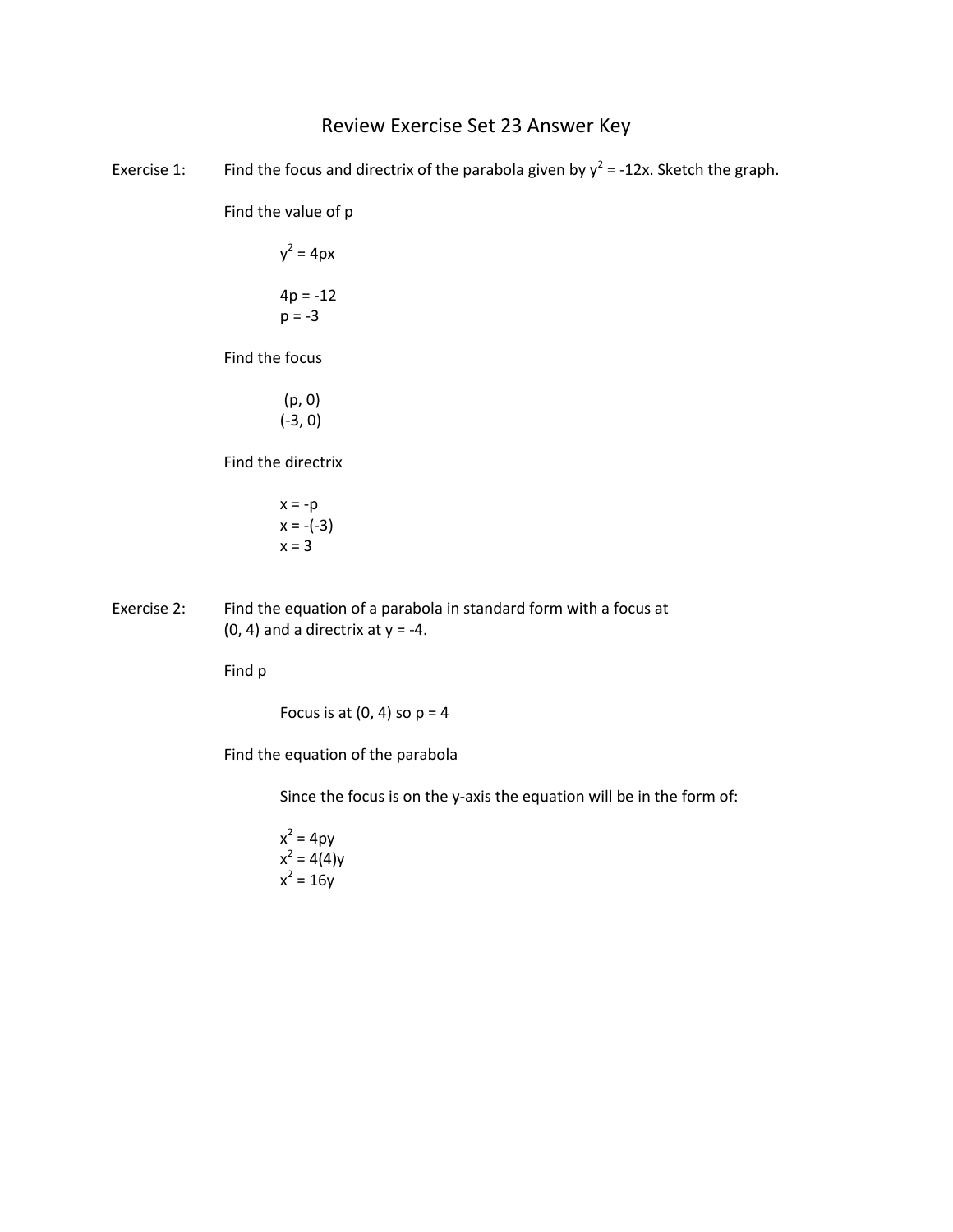# Review Exercise Set 23 Answer Key

**Exercise 1:** Find the focus and directrix of the parabola given by $y^2 = -12x$. Sketch the graph.

Find the value of p

$y^2 = 4px$

$4p = -12$
$p = -3$

Find the focus

$(p, 0)$
$(-3, 0)$

Find the directrix

$x = -p$
$x = -(-3)$
$x = 3$

**Exercise 2:** Find the equation of a parabola in standard form with a focus at $(0, 4)$ and a directrix at $y = -4$.

Find p

Focus is at $(0, 4)$ so $p = 4$

Find the equation of the parabola

Since the focus is on the y-axis the equation will be in the form of:

$x^2 = 4py$
$x^2 = 4(4)y$
$x^2 = 16y$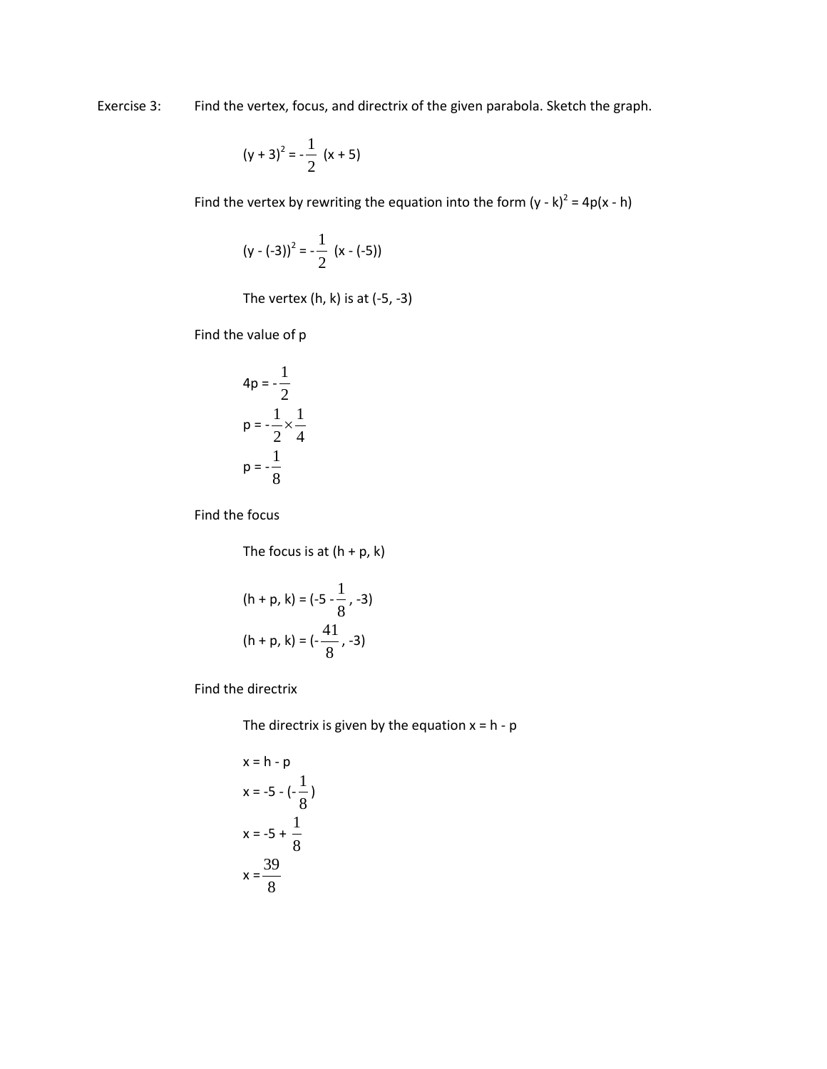Exercise 3: Find the vertex, focus, and directrix of the given parabola. Sketch the graph.

$$(y + 3)^2 = -\frac{1}{2}(x + 5)$$

Find the vertex by rewriting the equation into the form $(y - k)^2 = 4p(x - h)$

$$(y - (-3))^2 = -\frac{1}{2}(x - (-5))$$

The vertex (h, k) is at (-5, -3)

Find the value of p

$$4p = -\frac{1}{2}$$

$$p = -\frac{1}{2} \times \frac{1}{4}$$

$$p = -\frac{1}{8}$$

Find the focus

The focus is at (h + p, k)

$$(h + p, k) = (-5 - \frac{1}{8}, -3)$$

$$(h + p, k) = (-\frac{41}{8}, -3)$$

Find the directrix

The directrix is given by the equation x = h - p

$$x = h - p$$

$$x = -5 - (-\frac{1}{8})$$

$$x = -5 + \frac{1}{8}$$

$$x = \frac{39}{8}$$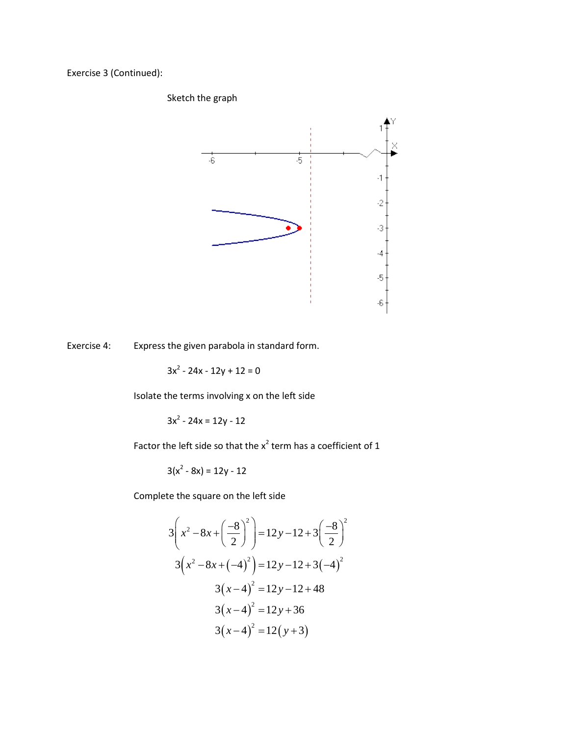Exercise 3 (Continued):

Sketch the graph

Exercise 4: Express the given parabola in standard form.

$$3x^2 - 24x - 12y + 12 = 0$$

Isolate the terms involving x on the left side

$$3x^2 - 24x = 12y - 12$$

Factor the left side so that the $x^2$ term has a coefficient of 1

$$3(x^2 - 8x) = 12y - 12$$

Complete the square on the left side

$$3\left(x^2 - 8x + \left(\frac{-8}{2}\right)^2\right) = 12y - 12 + 3\left(\frac{-8}{2}\right)^2$$

$$3\left(x^2 - 8x + (-4)^2\right) = 12y - 12 + 3(-4)^2$$

$$3(x-4)^2 = 12y - 12 + 48$$

$$3(x-4)^2 = 12y + 36$$

$$3(x-4)^2 = 12(y+3)$$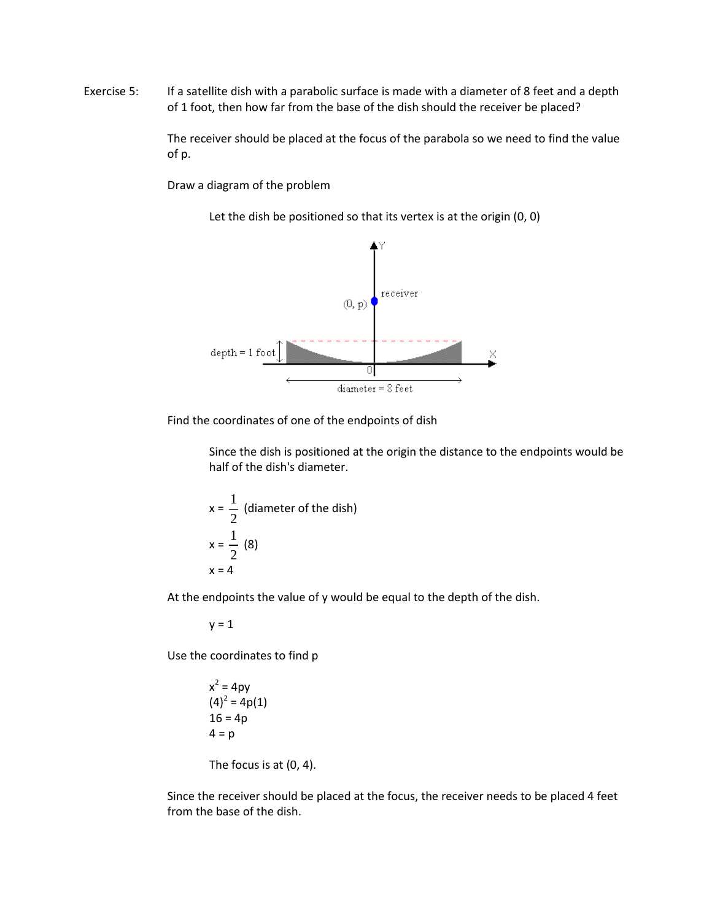Exercise 5: If a satellite dish with a parabolic surface is made with a diameter of 8 feet and a depth of 1 foot, then how far from the base of the dish should the receiver be placed?

The receiver should be placed at the focus of the parabola so we need to find the value of p.

Draw a diagram of the problem

Let the dish be positioned so that its vertex is at the origin (0, 0)

Y
receiver
(0, p)
depth = 1 foot
X
0
diameter = 8 feet

Find the coordinates of one of the endpoints of dish

Since the dish is positioned at the origin the distance to the endpoints would be half of the dish's diameter.

$$x = \frac{1}{2} \text{ (diameter of the dish)}$$

$$x = \frac{1}{2} (8)$$

$$x = 4$$

At the endpoints the value of y would be equal to the depth of the dish.

$$y = 1$$

Use the coordinates to find p

$$x^2 = 4py$$
$$(4)^2 = 4p(1)$$
$$16 = 4p$$
$$4 = p$$

The focus is at (0, 4).

Since the receiver should be placed at the focus, the receiver needs to be placed 4 feet from the base of the dish.